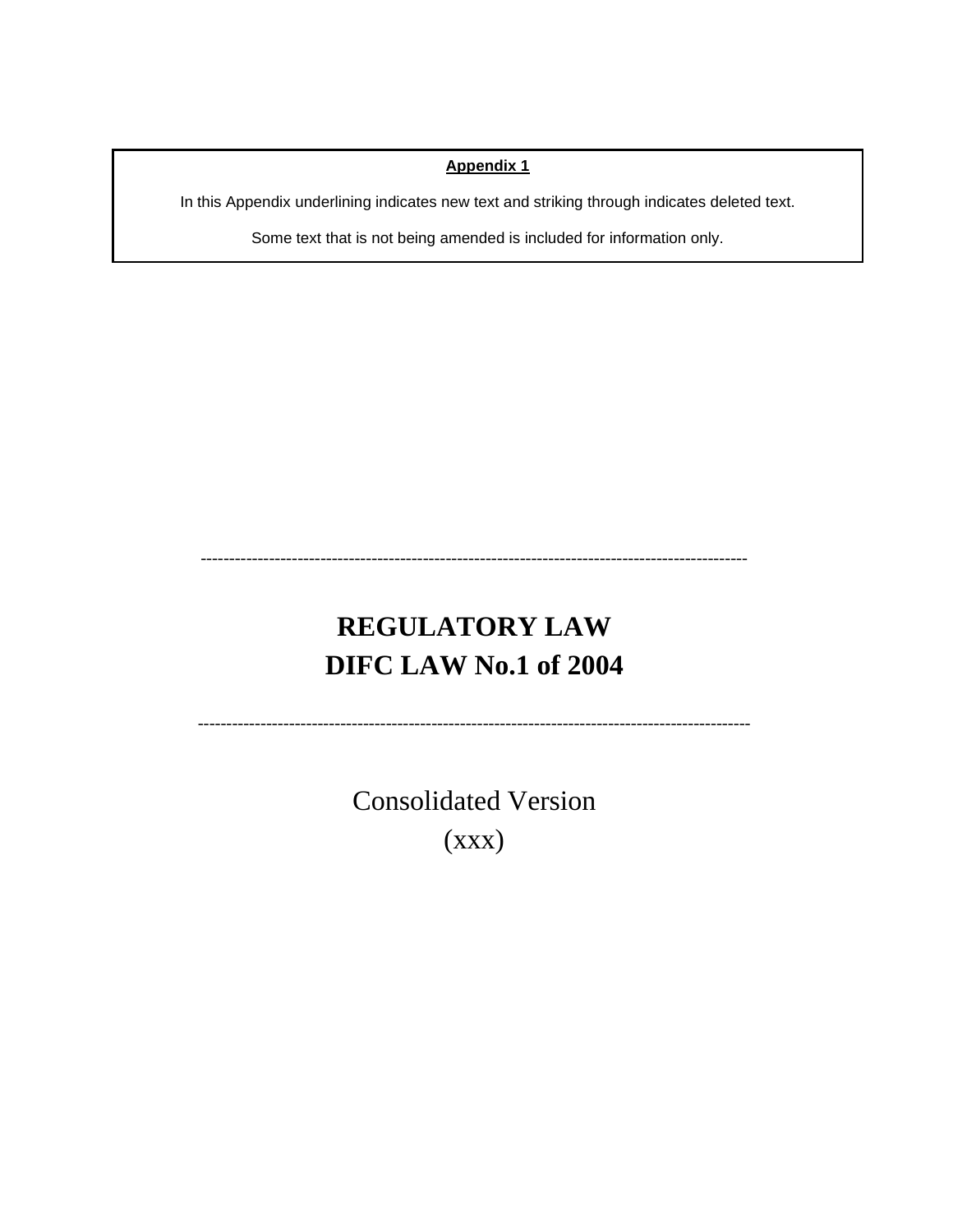**Appendix 1**

In this Appendix underlining indicates new text and striking through indicates deleted text.

Some text that is not being amended is included for information only.

---

# REGULATORY LAW
# DIFC LAW No.1 of 2004

---

Consolidated Version

(xxx)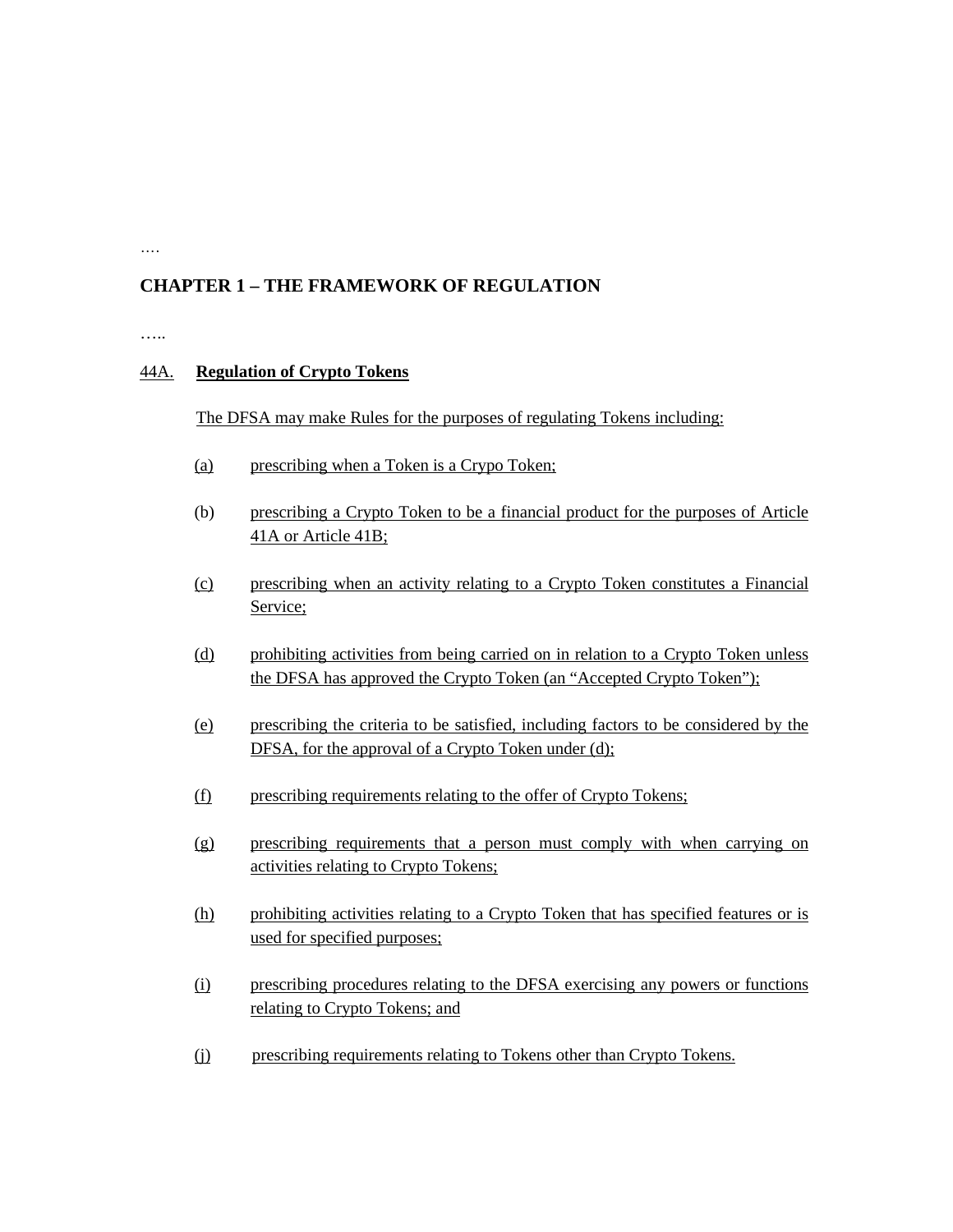….

## CHAPTER 1 – THE FRAMEWORK OF REGULATION

…..

### 44A. Regulation of Crypto Tokens

The DFSA may make Rules for the purposes of regulating Tokens including:

(a) prescribing when a Token is a Crypo Token;

(b) prescribing a Crypto Token to be a financial product for the purposes of Article 41A or Article 41B;

(c) prescribing when an activity relating to a Crypto Token constitutes a Financial Service;

(d) prohibiting activities from being carried on in relation to a Crypto Token unless the DFSA has approved the Crypto Token (an "Accepted Crypto Token");

(e) prescribing the criteria to be satisfied, including factors to be considered by the DFSA, for the approval of a Crypto Token under (d);

(f) prescribing requirements relating to the offer of Crypto Tokens;

(g) prescribing requirements that a person must comply with when carrying on activities relating to Crypto Tokens;

(h) prohibiting activities relating to a Crypto Token that has specified features or is used for specified purposes;

(i) prescribing procedures relating to the DFSA exercising any powers or functions relating to Crypto Tokens; and

(j) prescribing requirements relating to Tokens other than Crypto Tokens.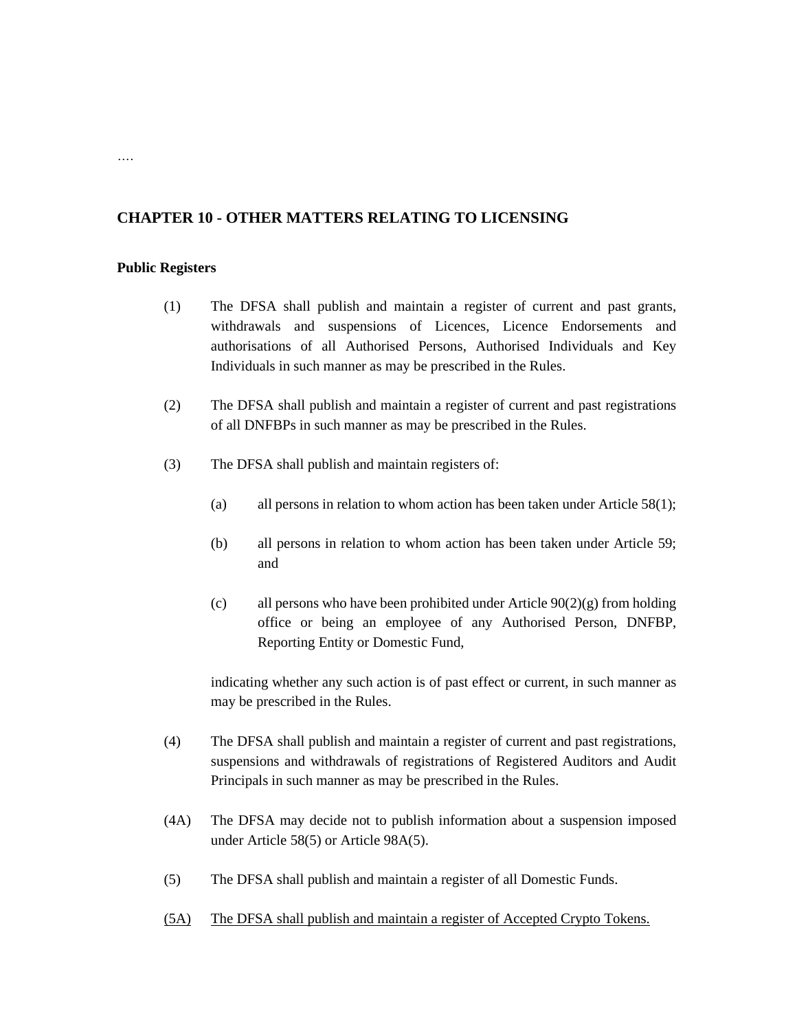….

## CHAPTER 10 - OTHER MATTERS RELATING TO LICENSING

**Public Registers**

(1) The DFSA shall publish and maintain a register of current and past grants, withdrawals and suspensions of Licences, Licence Endorsements and authorisations of all Authorised Persons, Authorised Individuals and Key Individuals in such manner as may be prescribed in the Rules.

(2) The DFSA shall publish and maintain a register of current and past registrations of all DNFBPs in such manner as may be prescribed in the Rules.

(3) The DFSA shall publish and maintain registers of:

  (a) all persons in relation to whom action has been taken under Article 58(1);

  (b) all persons in relation to whom action has been taken under Article 59; and

  (c) all persons who have been prohibited under Article 90(2)(g) from holding office or being an employee of any Authorised Person, DNFBP, Reporting Entity or Domestic Fund,

indicating whether any such action is of past effect or current, in such manner as may be prescribed in the Rules.

(4) The DFSA shall publish and maintain a register of current and past registrations, suspensions and withdrawals of registrations of Registered Auditors and Audit Principals in such manner as may be prescribed in the Rules.

(4A) The DFSA may decide not to publish information about a suspension imposed under Article 58(5) or Article 98A(5).

(5) The DFSA shall publish and maintain a register of all Domestic Funds.

<u>(5A) The DFSA shall publish and maintain a register of Accepted Crypto Tokens.</u>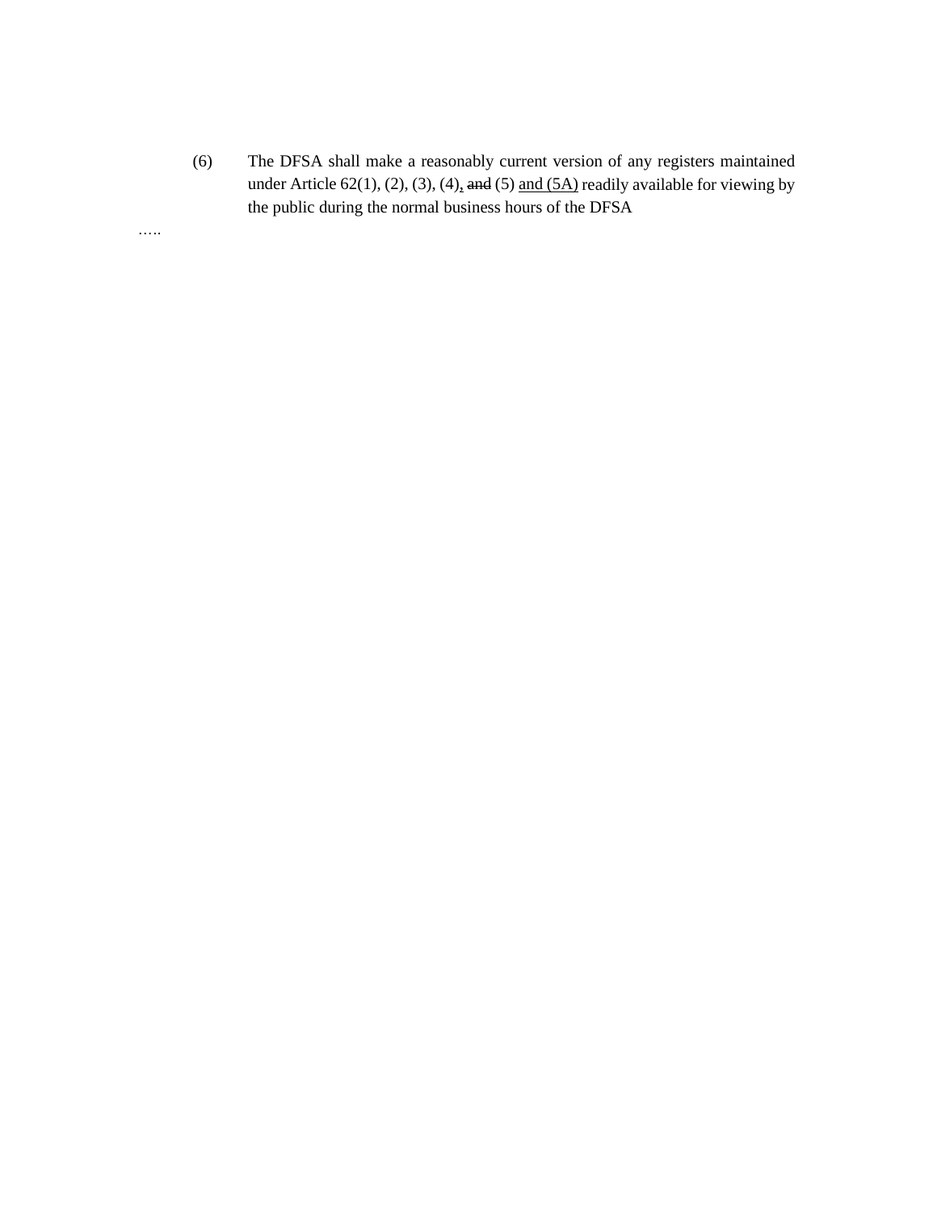(6) The DFSA shall make a reasonably current version of any registers maintained under Article 62(1), (2), (3), (4), ~~and~~ (5) <u>and (5A)</u> readily available for viewing by the public during the normal business hours of the DFSA

…..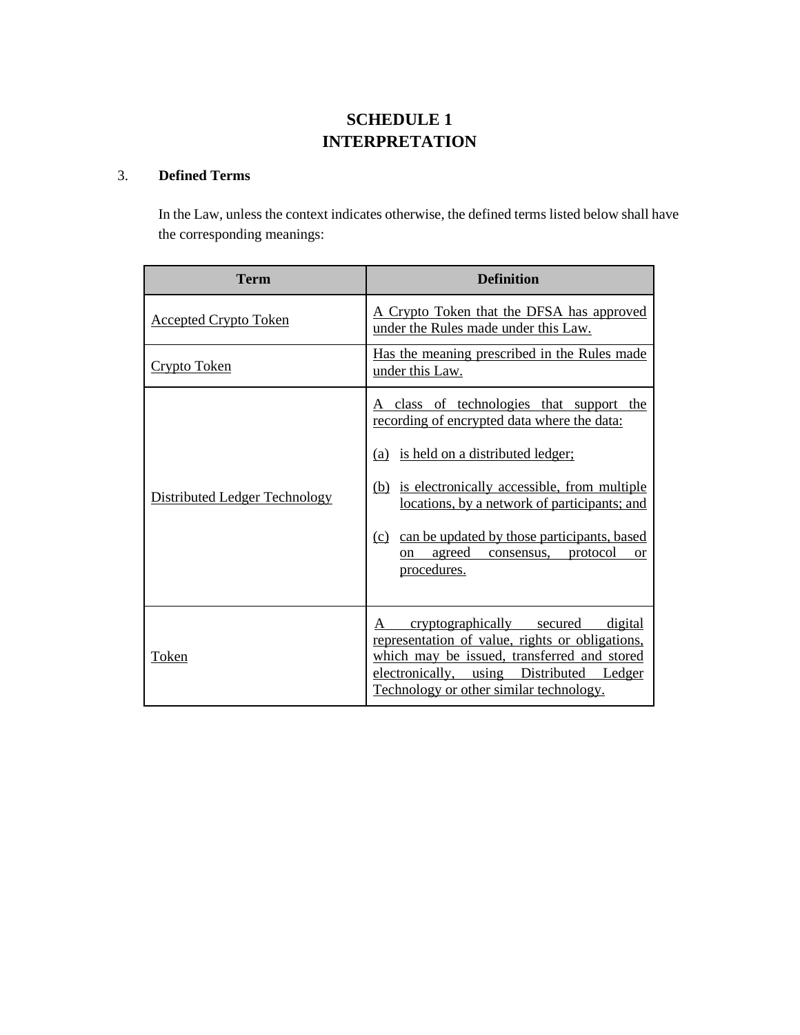# SCHEDULE 1
# INTERPRETATION

3. **Defined Terms**

In the Law, unless the context indicates otherwise, the defined terms listed below shall have the corresponding meanings:

| Term | Definition |
|---|---|
| Accepted Crypto Token | A Crypto Token that the DFSA has approved under the Rules made under this Law. |
| Crypto Token | Has the meaning prescribed in the Rules made under this Law. |
| Distributed Ledger Technology | A class of technologies that support the recording of encrypted data where the data:<br><br>(a) is held on a distributed ledger;<br><br>(b) is electronically accessible, from multiple locations, by a network of participants; and<br><br>(c) can be updated by those participants, based on agreed consensus, protocol or procedures. |
| Token | A cryptographically secured digital representation of value, rights or obligations, which may be issued, transferred and stored electronically, using Distributed Ledger Technology or other similar technology. |